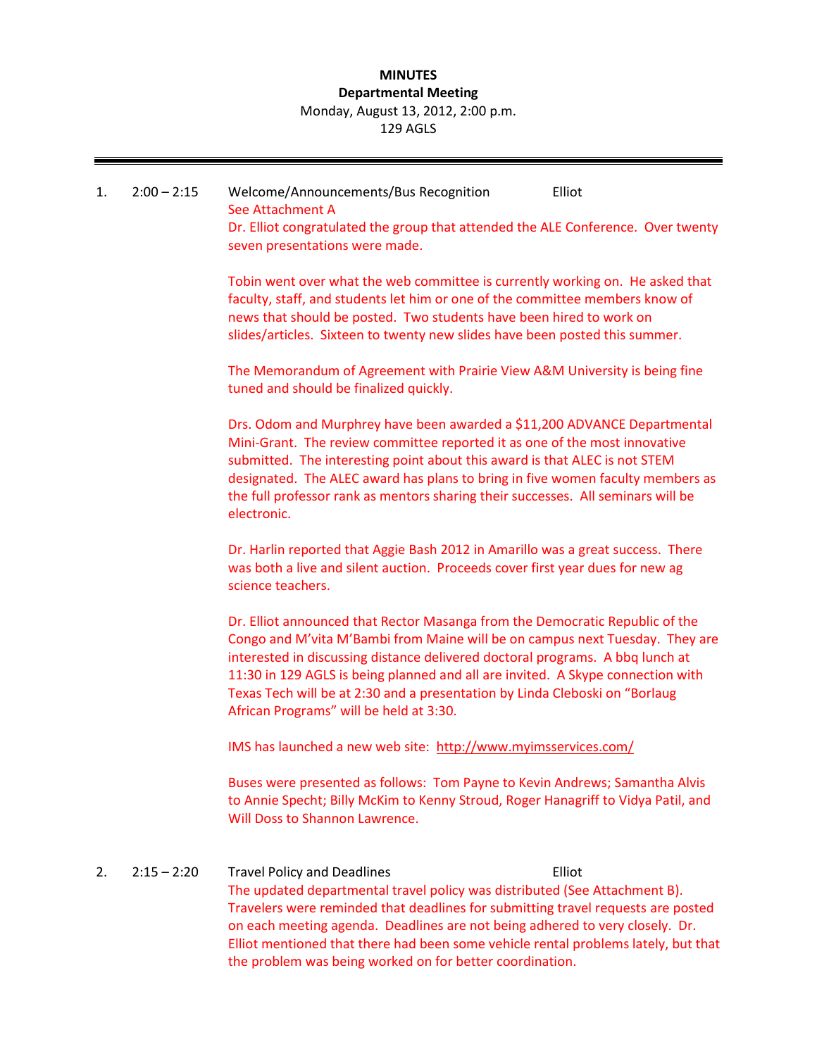**MINUTES**
**Departmental Meeting**
Monday, August 13, 2012, 2:00 p.m.
129 AGLS

---

1. 2:00 – 2:15 Welcome/Announcements/Bus Recognition — Elliot

   See Attachment A

   Dr. Elliot congratulated the group that attended the ALE Conference. Over twenty seven presentations were made.

   Tobin went over what the web committee is currently working on. He asked that faculty, staff, and students let him or one of the committee members know of news that should be posted. Two students have been hired to work on slides/articles. Sixteen to twenty new slides have been posted this summer.

   The Memorandum of Agreement with Prairie View A&M University is being fine tuned and should be finalized quickly.

   Drs. Odom and Murphrey have been awarded a $11,200 ADVANCE Departmental Mini-Grant. The review committee reported it as one of the most innovative submitted. The interesting point about this award is that ALEC is not STEM designated. The ALEC award has plans to bring in five women faculty members as the full professor rank as mentors sharing their successes. All seminars will be electronic.

   Dr. Harlin reported that Aggie Bash 2012 in Amarillo was a great success. There was both a live and silent auction. Proceeds cover first year dues for new ag science teachers.

   Dr. Elliot announced that Rector Masanga from the Democratic Republic of the Congo and M'vita M'Bambi from Maine will be on campus next Tuesday. They are interested in discussing distance delivered doctoral programs. A bbq lunch at 11:30 in 129 AGLS is being planned and all are invited. A Skype connection with Texas Tech will be at 2:30 and a presentation by Linda Cleboski on "Borlaug African Programs" will be held at 3:30.

   IMS has launched a new web site: http://www.myimsservices.com/

   Buses were presented as follows: Tom Payne to Kevin Andrews; Samantha Alvis to Annie Specht; Billy McKim to Kenny Stroud, Roger Hanagriff to Vidya Patil, and Will Doss to Shannon Lawrence.

2. 2:15 – 2:20 Travel Policy and Deadlines — Elliot

   The updated departmental travel policy was distributed (See Attachment B). Travelers were reminded that deadlines for submitting travel requests are posted on each meeting agenda. Deadlines are not being adhered to very closely. Dr. Elliot mentioned that there had been some vehicle rental problems lately, but that the problem was being worked on for better coordination.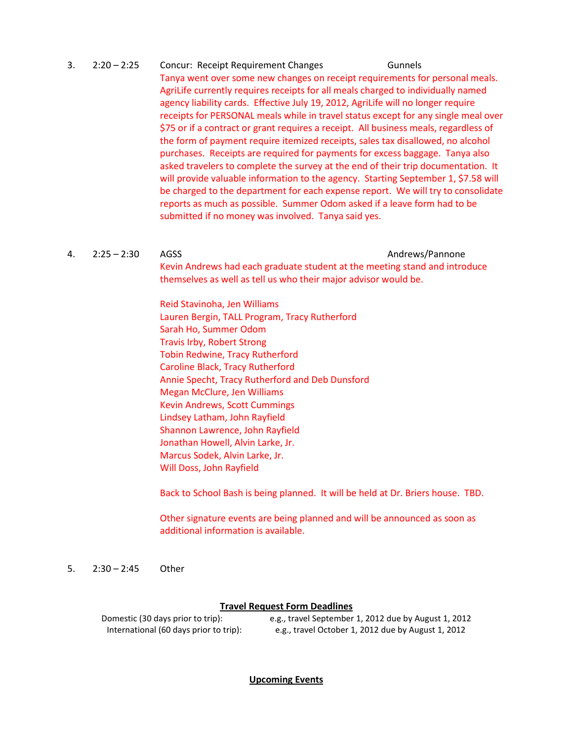3. 2:20 – 2:25 Concur: Receipt Requirement Changes — Gunnels

Tanya went over some new changes on receipt requirements for personal meals. AgriLife currently requires receipts for all meals charged to individually named agency liability cards. Effective July 19, 2012, AgriLife will no longer require receipts for PERSONAL meals while in travel status except for any single meal over $75 or if a contract or grant requires a receipt. All business meals, regardless of the form of payment require itemized receipts, sales tax disallowed, no alcohol purchases. Receipts are required for payments for excess baggage. Tanya also asked travelers to complete the survey at the end of their trip documentation. It will provide valuable information to the agency. Starting September 1, $7.58 will be charged to the department for each expense report. We will try to consolidate reports as much as possible. Summer Odom asked if a leave form had to be submitted if no money was involved. Tanya said yes.

4. 2:25 – 2:30 AGSS — Andrews/Pannone

Kevin Andrews had each graduate student at the meeting stand and introduce themselves as well as tell us who their major advisor would be.

Reid Stavinoha, Jen Williams
Lauren Bergin, TALL Program, Tracy Rutherford
Sarah Ho, Summer Odom
Travis Irby, Robert Strong
Tobin Redwine, Tracy Rutherford
Caroline Black, Tracy Rutherford
Annie Specht, Tracy Rutherford and Deb Dunsford
Megan McClure, Jen Williams
Kevin Andrews, Scott Cummings
Lindsey Latham, John Rayfield
Shannon Lawrence, John Rayfield
Jonathan Howell, Alvin Larke, Jr.
Marcus Sodek, Alvin Larke, Jr.
Will Doss, John Rayfield

Back to School Bash is being planned. It will be held at Dr. Briers house. TBD.

Other signature events are being planned and will be announced as soon as additional information is available.

5. 2:30 – 2:45 Other

**Travel Request Form Deadlines**

| | |
|---|---|
| Domestic (30 days prior to trip): | e.g., travel September 1, 2012 due by August 1, 2012 |
| International (60 days prior to trip): | e.g., travel October 1, 2012 due by August 1, 2012 |

**Upcoming Events**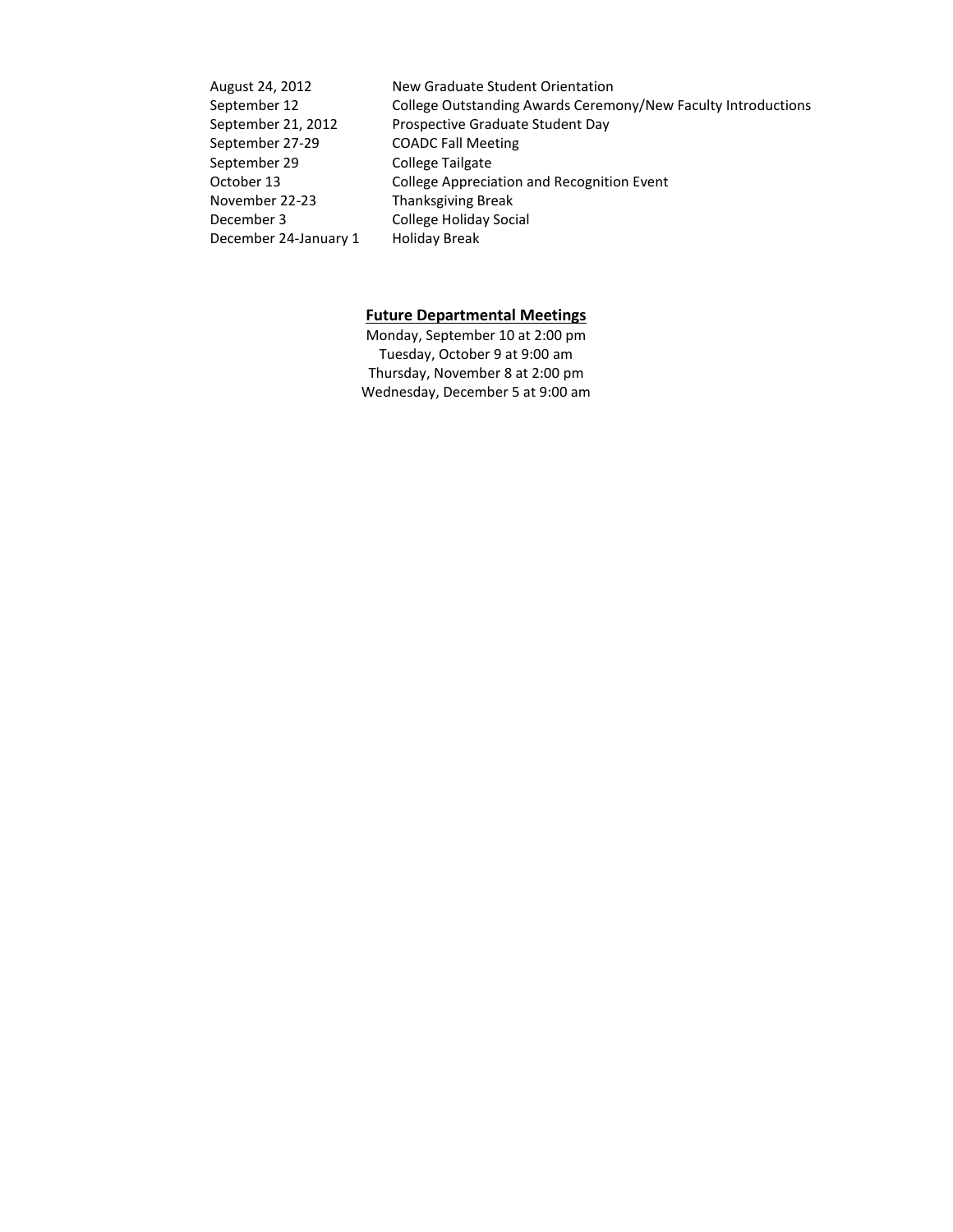| | |
|---|---|
| August 24, 2012 | New Graduate Student Orientation |
| September 12 | College Outstanding Awards Ceremony/New Faculty Introductions |
| September 21, 2012 | Prospective Graduate Student Day |
| September 27-29 | COADC Fall Meeting |
| September 29 | College Tailgate |
| October 13 | College Appreciation and Recognition Event |
| November 22-23 | Thanksgiving Break |
| December 3 | College Holiday Social |
| December 24-January 1 | Holiday Break |

**Future Departmental Meetings**

Monday, September 10 at 2:00 pm
Tuesday, October 9 at 9:00 am
Thursday, November 8 at 2:00 pm
Wednesday, December 5 at 9:00 am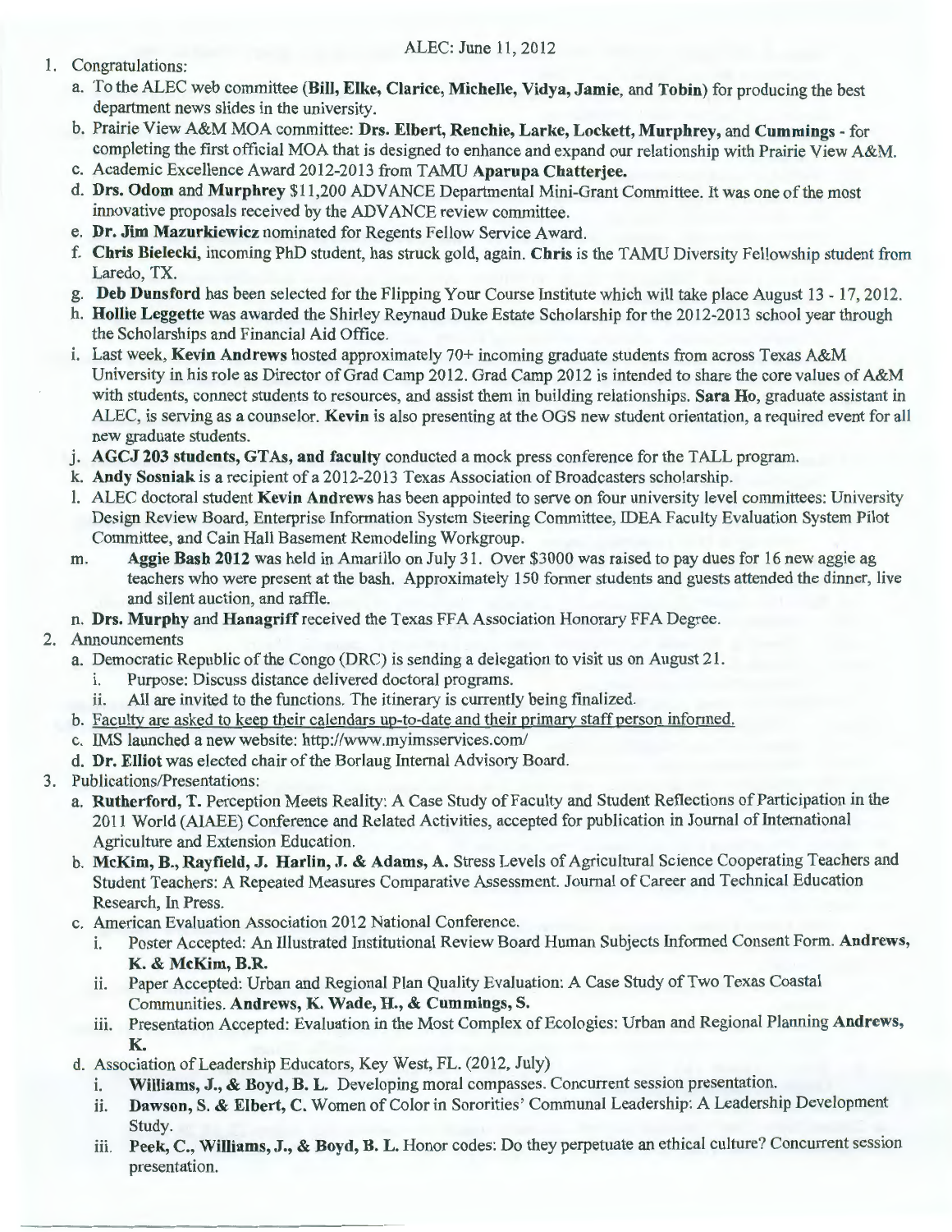ALEC: June 11, 2012

1. Congratulations:
   a. To the ALEC web committee (**Bill, Elke, Clarice, Michelle, Vidya, Jamie**, and **Tobin**) for producing the best department news slides in the university.
   b. Prairie View A&M MOA committee: **Drs. Elbert, Renchie, Larke, Lockett, Murphrey**, and **Cummings** - for completing the first official MOA that is designed to enhance and expand our relationship with Prairie View A&M.
   c. Academic Excellence Award 2012-2013 from TAMU **Aparupa Chatterjee.**
   d. **Drs. Odom** and **Murphrey** $11,200 ADVANCE Departmental Mini-Grant Committee. It was one of the most innovative proposals received by the ADVANCE review committee.
   e. **Dr. Jim Mazurkiewicz** nominated for Regents Fellow Service Award.
   f. **Chris Bielecki**, incoming PhD student, has struck gold, again. **Chris** is the TAMU Diversity Fellowship student from Laredo, TX.
   g. **Deb Dunsford** has been selected for the Flipping Your Course Institute which will take place August 13 - 17, 2012.
   h. **Hollie Leggette** was awarded the Shirley Reynaud Duke Estate Scholarship for the 2012-2013 school year through the Scholarships and Financial Aid Office.
   i. Last week, **Kevin Andrews** hosted approximately 70+ incoming graduate students from across Texas A&M University in his role as Director of Grad Camp 2012. Grad Camp 2012 is intended to share the core values of A&M with students, connect students to resources, and assist them in building relationships. **Sara Ho**, graduate assistant in ALEC, is serving as a counselor. **Kevin** is also presenting at the OGS new student orientation, a required event for all new graduate students.
   j. **AGCJ 203 students, GTAs, and faculty** conducted a mock press conference for the TALL program.
   k. **Andy Sosniak** is a recipient of a 2012-2013 Texas Association of Broadcasters scholarship.
   l. ALEC doctoral student **Kevin Andrews** has been appointed to serve on four university level committees: University Design Review Board, Enterprise Information System Steering Committee, IDEA Faculty Evaluation System Pilot Committee, and Cain Hall Basement Remodeling Workgroup.
   m. **Aggie Bash 2012** was held in Amarillo on July 31. Over $3000 was raised to pay dues for 16 new aggie ag teachers who were present at the bash. Approximately 150 former students and guests attended the dinner, live and silent auction, and raffle.
   n. **Drs. Murphy** and **Hanagriff** received the Texas FFA Association Honorary FFA Degree.
2. Announcements
   a. Democratic Republic of the Congo (DRC) is sending a delegation to visit us on August 21.
      i. Purpose: Discuss distance delivered doctoral programs.
      ii. All are invited to the functions. The itinerary is currently being finalized.
   b. <u>Faculty are asked to keep their calendars up-to-date and their primary staff person informed.</u>
   c. IMS launched a new website: http://www.myimsservices.com/
   d. **Dr. Elliot** was elected chair of the Borlaug Internal Advisory Board.
3. Publications/Presentations:
   a. **Rutherford, T.** Perception Meets Reality: A Case Study of Faculty and Student Reflections of Participation in the 2011 World (AIAEE) Conference and Related Activities, accepted for publication in Journal of International Agriculture and Extension Education.
   b. **McKim, B., Rayfield, J. Harlin, J. & Adams, A.** Stress Levels of Agricultural Science Cooperating Teachers and Student Teachers: A Repeated Measures Comparative Assessment. Journal of Career and Technical Education Research, In Press.
   c. American Evaluation Association 2012 National Conference.
      i. Poster Accepted: An Illustrated Institutional Review Board Human Subjects Informed Consent Form. **Andrews, K. & McKim, B.R.**
      ii. Paper Accepted: Urban and Regional Plan Quality Evaluation: A Case Study of Two Texas Coastal Communities. **Andrews, K. Wade, H., & Cummings, S.**
      iii. Presentation Accepted: Evaluation in the Most Complex of Ecologies: Urban and Regional Planning **Andrews, K.**
   d. Association of Leadership Educators, Key West, FL. (2012, July)
      i. **Williams, J., & Boyd, B. L.** Developing moral compasses. Concurrent session presentation.
      ii. **Dawson, S. & Elbert, C.** Women of Color in Sororities' Communal Leadership: A Leadership Development Study.
      iii. **Peek, C., Williams, J., & Boyd, B. L.** Honor codes: Do they perpetuate an ethical culture? Concurrent session presentation.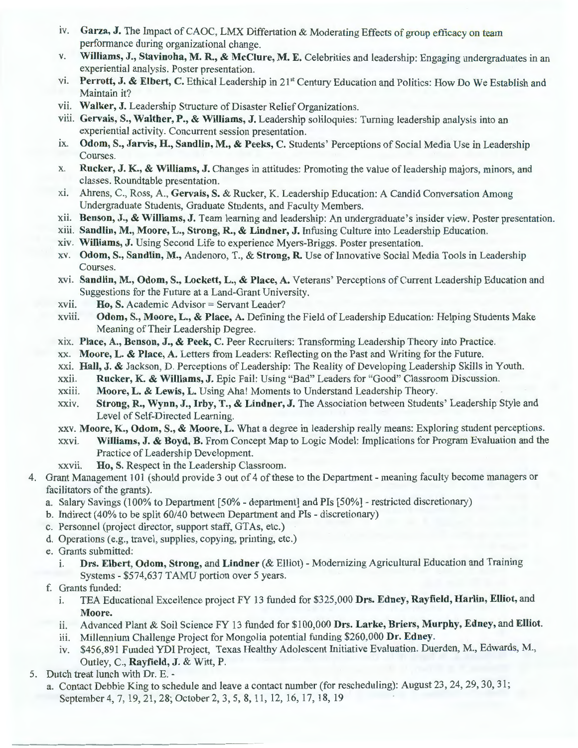iv. **Garza, J.** The Impact of CAOC, LMX Differtation & Moderating Effects of group efficacy on team performance during organizational change.

v. **Williams, J., Stavinoha, M. R., & McClure, M. E.** Celebrities and leadership: Engaging undergraduates in an experiential analysis. Poster presentation.

vi. **Perrott, J. & Elbert, C.** Ethical Leadership in 21st Century Education and Politics: How Do We Establish and Maintain it?

vii. **Walker, J.** Leadership Structure of Disaster Relief Organizations.

viii. **Gervais, S., Walther, P., & Williams, J.** Leadership soliloquies: Turning leadership analysis into an experiential activity. Concurrent session presentation.

ix. **Odom, S., Jarvis, H., Sandlin, M., & Peeks, C.** Students' Perceptions of Social Media Use in Leadership Courses.

x. **Rucker, J. K., & Williams, J.** Changes in attitudes: Promoting the value of leadership majors, minors, and classes. Roundtable presentation.

xi. Ahrens, C., Ross, A., **Gervais, S.** & Rucker, K. Leadership Education: A Candid Conversation Among Undergraduate Students, Graduate Students, and Faculty Members.

xii. **Benson, J., & Williams, J.** Team learning and leadership: An undergraduate's insider view. Poster presentation.

xiii. **Sandlin, M., Moore, L., Strong, R., & Lindner, J.** Infusing Culture into Leadership Education.

xiv. **Williams, J.** Using Second Life to experience Myers-Briggs. Poster presentation.

xv. **Odom, S., Sandlin, M.,** Andenoro, T., & **Strong, R.** Use of Innovative Social Media Tools in Leadership Courses.

xvi. **Sandlin, M., Odom, S., Lockett, L., & Place, A.** Veterans' Perceptions of Current Leadership Education and Suggestions for the Future at a Land-Grant University.

xvii. **Ho, S.** Academic Advisor = Servant Leader?

xviii. **Odom, S., Moore, L., & Place, A.** Defining the Field of Leadership Education: Helping Students Make Meaning of Their Leadership Degree.

xix. **Place, A., Benson, J., & Peek, C.** Peer Recruiters: Transforming Leadership Theory into Practice.

xx. **Moore, L. & Place, A.** Letters from Leaders: Reflecting on the Past and Writing for the Future.

xxi. **Hall, J. &** Jackson, D. Perceptions of Leadership: The Reality of Developing Leadership Skills in Youth.

xxii. **Rucker, K. & Williams, J.** Epic Fail: Using "Bad" Leaders for "Good" Classroom Discussion.

xxiii. **Moore, L. & Lewis, L.** Using Aha! Moments to Understand Leadership Theory.

xxiv. **Strong, R., Wynn, J., Irby, T., & Lindner, J.** The Association between Students' Leadership Style and Level of Self-Directed Learning.

xxv. **Moore, K., Odom, S., & Moore, L.** What a degree in leadership really means: Exploring student perceptions.

xxvi. **Williams, J. & Boyd, B.** From Concept Map to Logic Model: Implications for Program Evaluation and the Practice of Leadership Development.

xxvii. **Ho, S.** Respect in the Leadership Classroom.

4. Grant Management 101 (should provide 3 out of 4 of these to the Department - meaning faculty become managers or facilitators of the grants).
   a. Salary Savings (100% to Department [50% - department] and PIs [50%] - restricted discretionary)
   b. Indirect (40% to be split 60/40 between Department and PIs - discretionary)
   c. Personnel (project director, support staff, GTAs, etc.)
   d. Operations (e.g., travel, supplies, copying, printing, etc.)
   e. Grants submitted:
      i. **Drs. Elbert, Odom, Strong,** and **Lindner** (& Elliot) - Modernizing Agricultural Education and Training Systems - $574,637 TAMU portion over 5 years.
   f. Grants funded:
      i. TEA Educational Excellence project FY 13 funded for $325,000 **Drs. Edney, Rayfield, Harlin, Elliot,** and **Moore.**
      ii. Advanced Plant & Soil Science FY 13 funded for $100,000 **Drs. Larke, Briers, Murphy, Edney,** and **Elliot.**
      iii. Millennium Challenge Project for Mongolia potential funding $260,000 **Dr. Edney.**
      iv. $456,891 Funded YDI Project, Texas Healthy Adolescent Initiative Evaluation. Duerden, M., Edwards, M., Outley, C., **Rayfield, J.** & Witt, P.
5. Dutch treat lunch with Dr. E. -
   a. Contact Debbie King to schedule and leave a contact number (for rescheduling): August 23, 24, 29, 30, 31; September 4, 7, 19, 21, 28; October 2, 3, 5, 8, 11, 12, 16, 17, 18, 19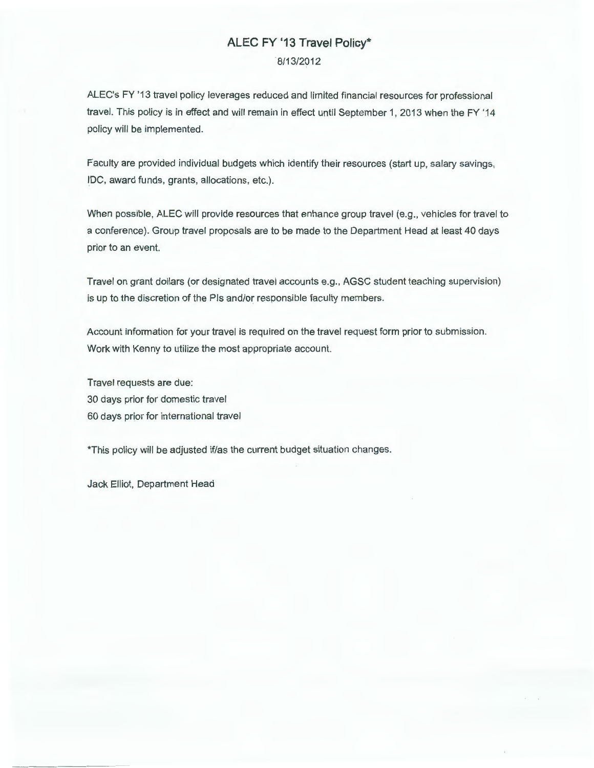# ALEC FY '13 Travel Policy*

8/13/2012

ALEC's FY '13 travel policy leverages reduced and limited financial resources for professional travel. This policy is in effect and will remain in effect until September 1, 2013 when the FY '14 policy will be implemented.

Faculty are provided individual budgets which identify their resources (start up, salary savings, IDC, award funds, grants, allocations, etc.).

When possible, ALEC will provide resources that enhance group travel (e.g., vehicles for travel to a conference). Group travel proposals are to be made to the Department Head at least 40 days prior to an event.

Travel on grant dollars (or designated travel accounts e.g., AGSC student teaching supervision) is up to the discretion of the PIs and/or responsible faculty members.

Account information for your travel is required on the travel request form prior to submission. Work with Kenny to utilize the most appropriate account.

Travel requests are due:
30 days prior for domestic travel
60 days prior for international travel

*This policy will be adjusted if/as the current budget situation changes.

Jack Elliot, Department Head